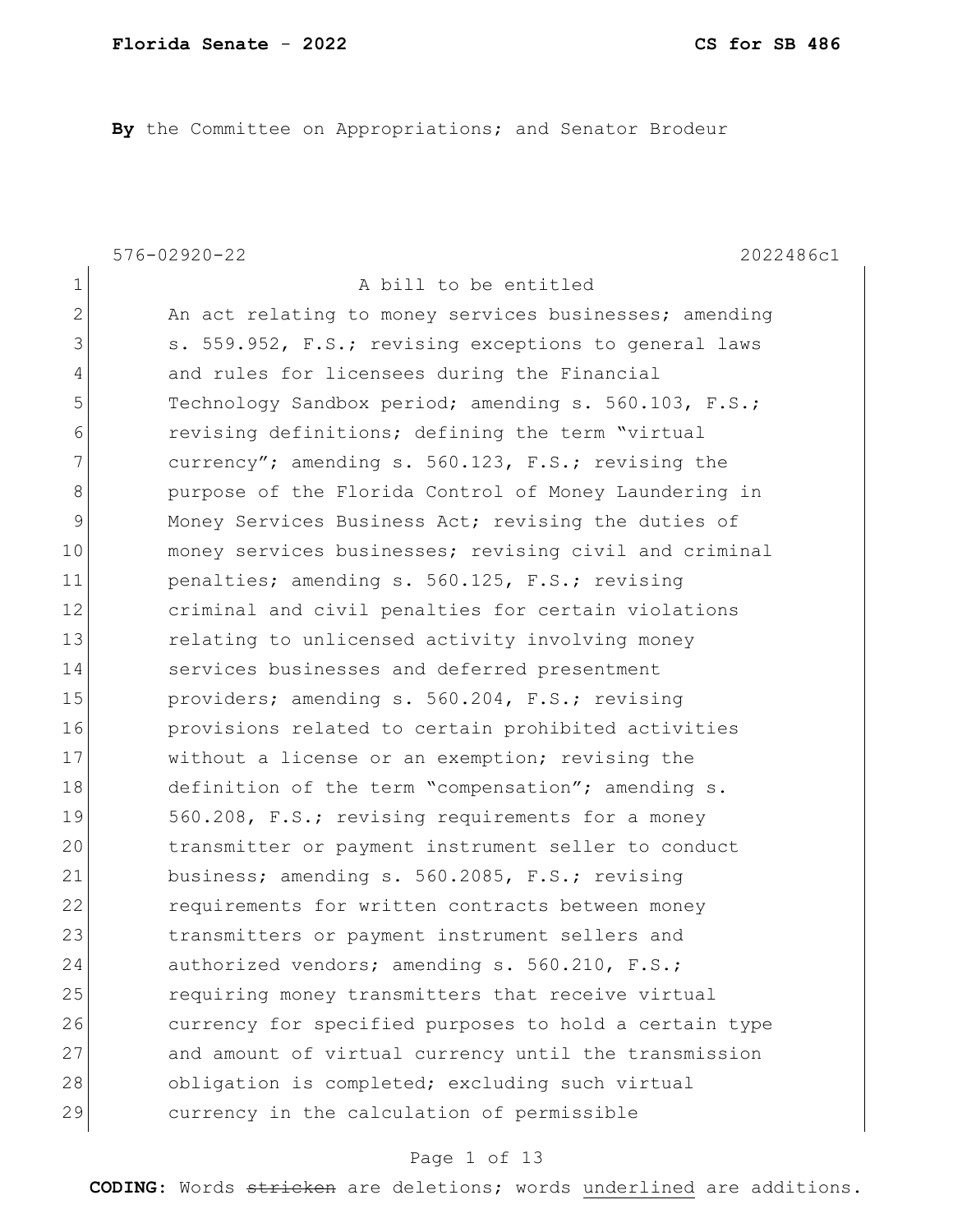**By** the Committee on Appropriations; and Senator Brodeur

576-02920-22 2022486c1

1 A bill to be entitled
2 An act relating to money services businesses; amending
3 s. 559.952, F.S.; revising exceptions to general laws
4 and rules for licensees during the Financial
5 Technology Sandbox period; amending s. 560.103, F.S.;
6 revising definitions; defining the term "virtual
7 currency"; amending s. 560.123, F.S.; revising the
8 purpose of the Florida Control of Money Laundering in
9 Money Services Business Act; revising the duties of
10 money services businesses; revising civil and criminal
11 penalties; amending s. 560.125, F.S.; revising
12 criminal and civil penalties for certain violations
13 relating to unlicensed activity involving money
14 services businesses and deferred presentment
15 providers; amending s. 560.204, F.S.; revising
16 provisions related to certain prohibited activities
17 without a license or an exemption; revising the
18 definition of the term "compensation"; amending s.
19 560.208, F.S.; revising requirements for a money
20 transmitter or payment instrument seller to conduct
21 business; amending s. 560.2085, F.S.; revising
22 requirements for written contracts between money
23 transmitters or payment instrument sellers and
24 authorized vendors; amending s. 560.210, F.S.;
25 requiring money transmitters that receive virtual
26 currency for specified purposes to hold a certain type
27 and amount of virtual currency until the transmission
28 obligation is completed; excluding such virtual
29 currency in the calculation of permissible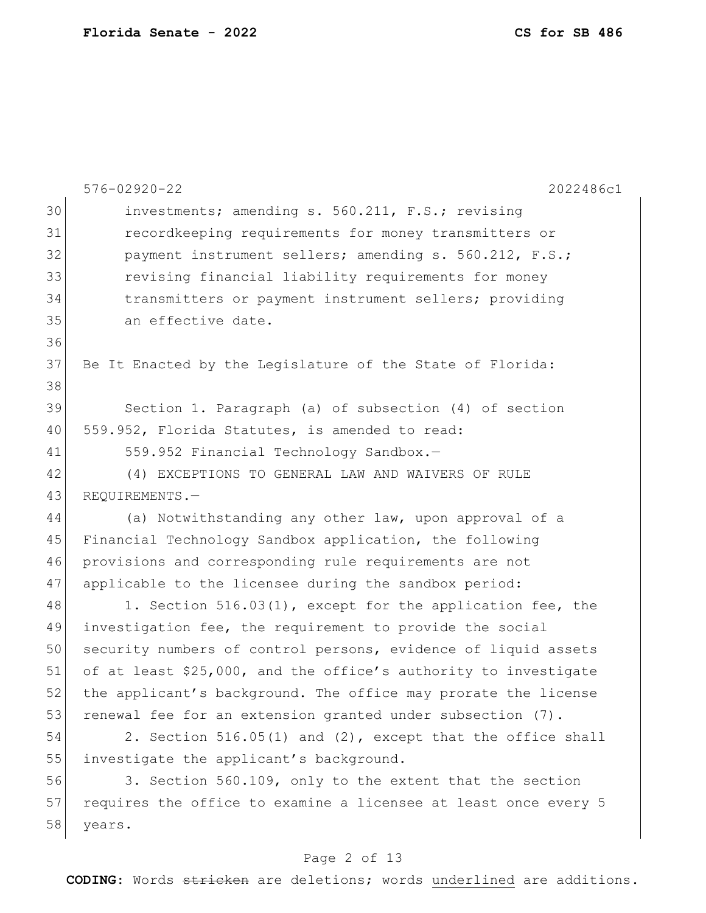investments; amending s. 560.211, F.S.; revising recordkeeping requirements for money transmitters or payment instrument sellers; amending s. 560.212, F.S.; revising financial liability requirements for money transmitters or payment instrument sellers; providing an effective date.

Be It Enacted by the Legislature of the State of Florida:

Section 1. Paragraph (a) of subsection (4) of section 559.952, Florida Statutes, is amended to read:

559.952 Financial Technology Sandbox.—

(4) EXCEPTIONS TO GENERAL LAW AND WAIVERS OF RULE REQUIREMENTS.—

(a) Notwithstanding any other law, upon approval of a Financial Technology Sandbox application, the following provisions and corresponding rule requirements are not applicable to the licensee during the sandbox period:

1. Section 516.03(1), except for the application fee, the investigation fee, the requirement to provide the social security numbers of control persons, evidence of liquid assets of at least $25,000, and the office's authority to investigate the applicant's background. The office may prorate the license renewal fee for an extension granted under subsection (7).

2. Section 516.05(1) and (2), except that the office shall investigate the applicant's background.

3. Section 560.109, only to the extent that the section requires the office to examine a licensee at least once every 5 years.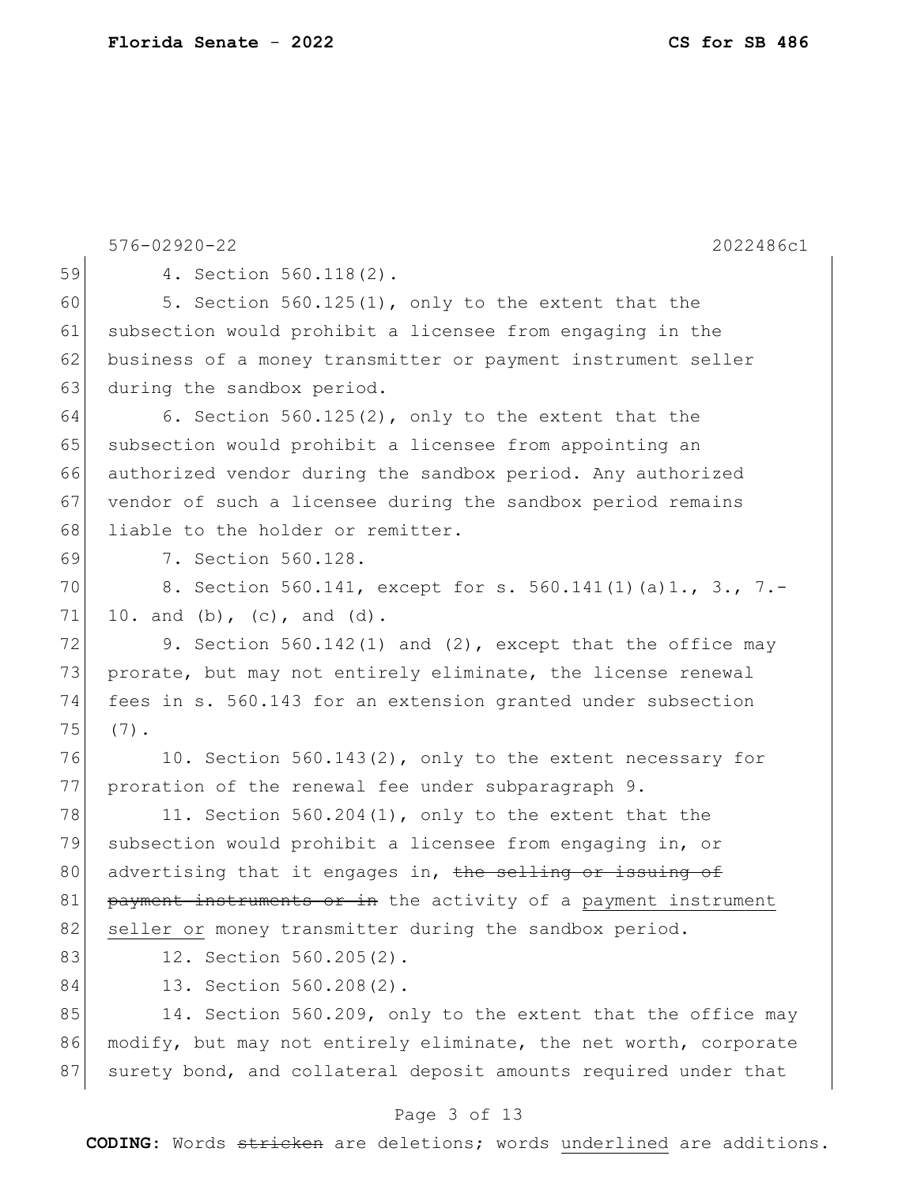4. Section 560.118(2).

5. Section 560.125(1), only to the extent that the subsection would prohibit a licensee from engaging in the business of a money transmitter or payment instrument seller during the sandbox period.

6. Section 560.125(2), only to the extent that the subsection would prohibit a licensee from appointing an authorized vendor during the sandbox period. Any authorized vendor of such a licensee during the sandbox period remains liable to the holder or remitter.

7. Section 560.128.

8. Section 560.141, except for s. 560.141(1)(a)1., 3., 7.-10. and (b), (c), and (d).

9. Section 560.142(1) and (2), except that the office may prorate, but may not entirely eliminate, the license renewal fees in s. 560.143 for an extension granted under subsection (7).

10. Section 560.143(2), only to the extent necessary for proration of the renewal fee under subparagraph 9.

11. Section 560.204(1), only to the extent that the subsection would prohibit a licensee from engaging in, or advertising that it engages in, ~~the selling or issuing of payment instruments or in~~ the activity of a <u>payment instrument seller or</u> money transmitter during the sandbox period.

12. Section 560.205(2).

13. Section 560.208(2).

14. Section 560.209, only to the extent that the office may modify, but may not entirely eliminate, the net worth, corporate surety bond, and collateral deposit amounts required under that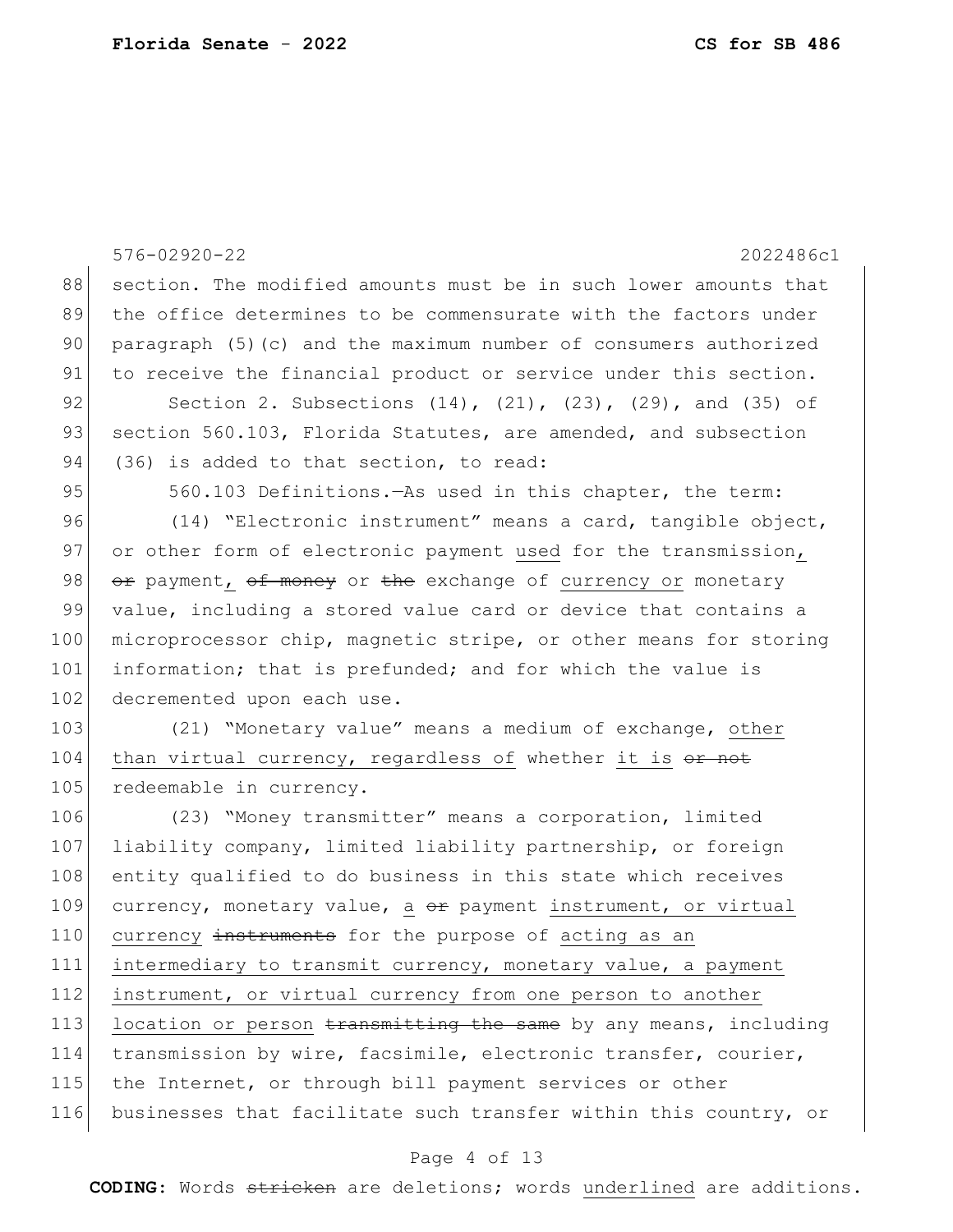section. The modified amounts must be in such lower amounts that the office determines to be commensurate with the factors under paragraph (5)(c) and the maximum number of consumers authorized to receive the financial product or service under this section.

Section 2. Subsections (14), (21), (23), (29), and (35) of section 560.103, Florida Statutes, are amended, and subsection (36) is added to that section, to read:

560.103 Definitions.—As used in this chapter, the term:

(14) "Electronic instrument" means a card, tangible object, or other form of electronic payment <u>used</u> for the transmission<u>,</u> ~~or~~ payment<u>,</u> ~~of money~~ or ~~the~~ exchange of <u>currency or</u> monetary value, including a stored value card or device that contains a microprocessor chip, magnetic stripe, or other means for storing information; that is prefunded; and for which the value is decremented upon each use.

(21) "Monetary value" means a medium of exchange, <u>other than virtual currency, regardless of</u> whether <u>it is</u> ~~or not~~ redeemable in currency.

(23) "Money transmitter" means a corporation, limited liability company, limited liability partnership, or foreign entity qualified to do business in this state which receives currency, monetary value, <u>a</u> ~~or~~ payment <u>instrument, or virtual currency</u> ~~instruments~~ for the purpose of <u>acting as an intermediary to transmit currency, monetary value, a payment instrument, or virtual currency from one person to another location or person</u> ~~transmitting the same~~ by any means, including transmission by wire, facsimile, electronic transfer, courier, the Internet, or through bill payment services or other businesses that facilitate such transfer within this country, or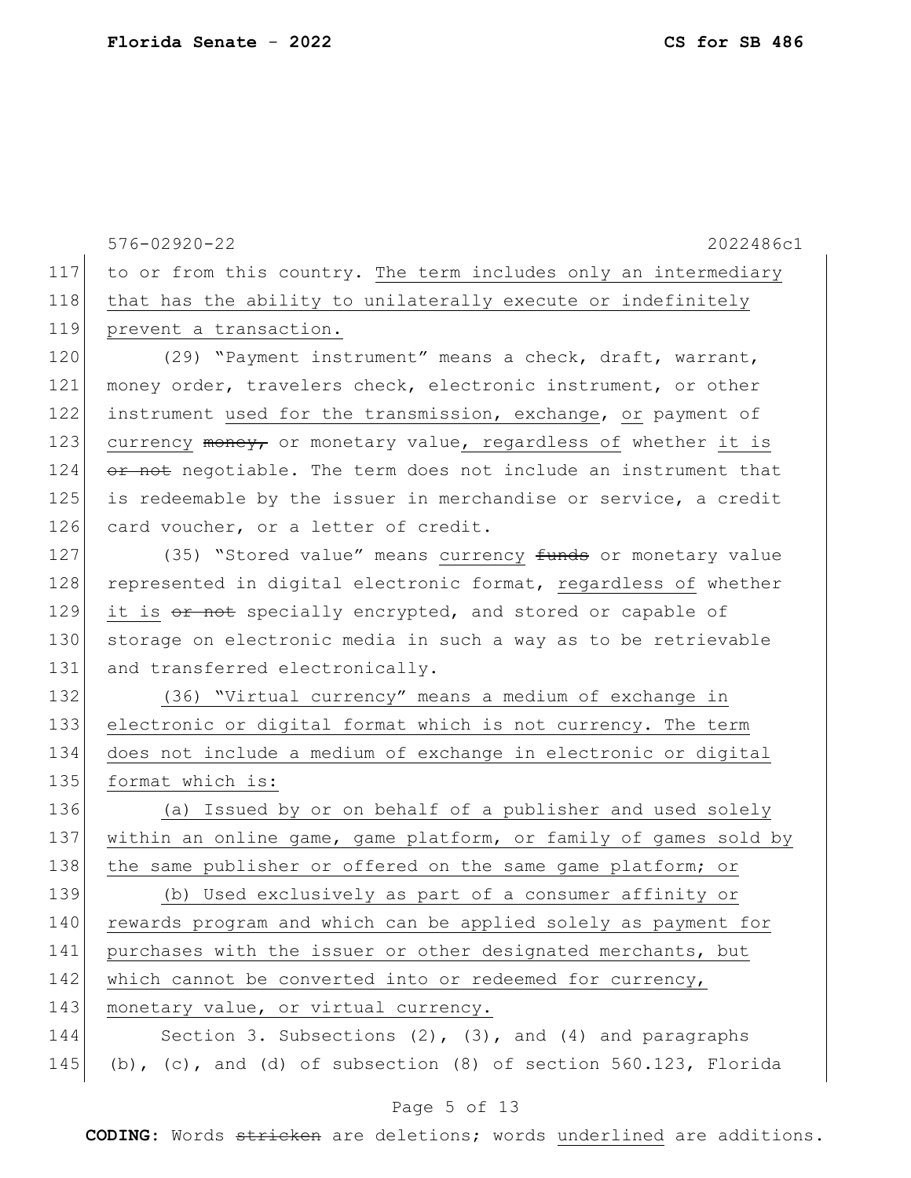to or from this country. The term includes only an intermediary that has the ability to unilaterally execute or indefinitely prevent a transaction.

(29) "Payment instrument" means a check, draft, warrant, money order, travelers check, electronic instrument, or other instrument used for the transmission, exchange, or payment of currency ~~money,~~ or monetary value, regardless of whether it is ~~or not~~ negotiable. The term does not include an instrument that is redeemable by the issuer in merchandise or service, a credit card voucher, or a letter of credit.

(35) "Stored value" means currency ~~funds~~ or monetary value represented in digital electronic format, regardless of whether it is ~~or not~~ specially encrypted, and stored or capable of storage on electronic media in such a way as to be retrievable and transferred electronically.

(36) "Virtual currency" means a medium of exchange in electronic or digital format which is not currency. The term does not include a medium of exchange in electronic or digital format which is:

(a) Issued by or on behalf of a publisher and used solely within an online game, game platform, or family of games sold by the same publisher or offered on the same game platform; or

(b) Used exclusively as part of a consumer affinity or rewards program and which can be applied solely as payment for purchases with the issuer or other designated merchants, but which cannot be converted into or redeemed for currency, monetary value, or virtual currency.

Section 3. Subsections (2), (3), and (4) and paragraphs (b), (c), and (d) of subsection (8) of section 560.123, Florida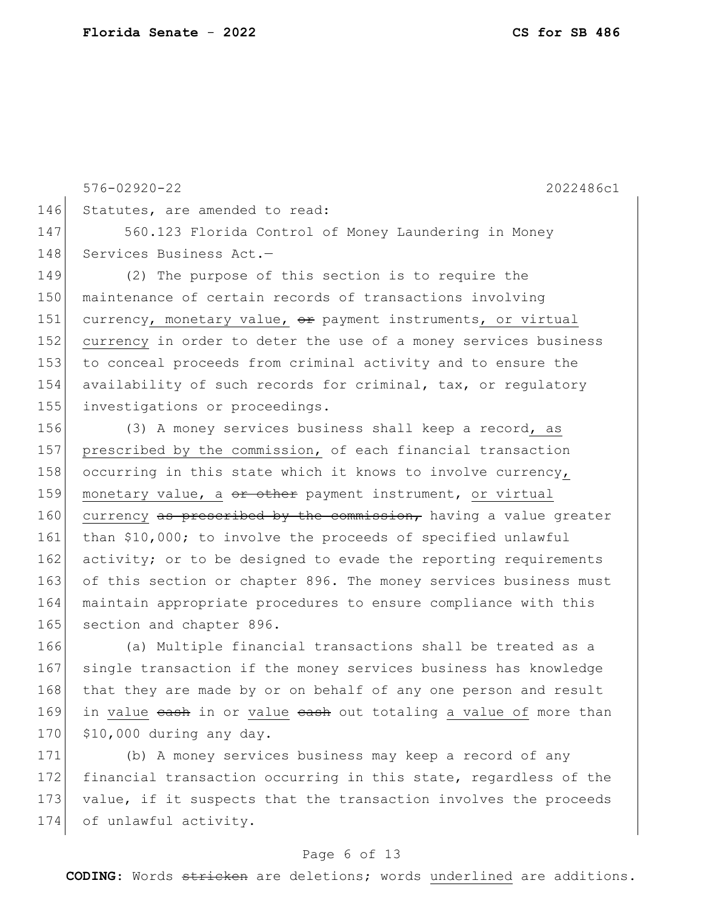Statutes, are amended to read:

560.123 Florida Control of Money Laundering in Money Services Business Act.—

(2) The purpose of this section is to require the maintenance of certain records of transactions involving currency<u>, monetary value,</u> ~~or~~ payment instruments<u>, or virtual currency</u> in order to deter the use of a money services business to conceal proceeds from criminal activity and to ensure the availability of such records for criminal, tax, or regulatory investigations or proceedings.

(3) A money services business shall keep a record<u>, as prescribed by the commission,</u> of each financial transaction occurring in this state which it knows to involve currency<u>, monetary value, a</u> ~~or other~~ payment instrument, <u>or virtual currency</u> ~~as prescribed by the commission,~~ having a value greater than $10,000; to involve the proceeds of specified unlawful activity; or to be designed to evade the reporting requirements of this section or chapter 896. The money services business must maintain appropriate procedures to ensure compliance with this section and chapter 896.

(a) Multiple financial transactions shall be treated as a single transaction if the money services business has knowledge that they are made by or on behalf of any one person and result in <u>value</u> ~~cash~~ in or <u>value</u> ~~cash~~ out totaling <u>a value of</u> more than $10,000 during any day.

(b) A money services business may keep a record of any financial transaction occurring in this state, regardless of the value, if it suspects that the transaction involves the proceeds of unlawful activity.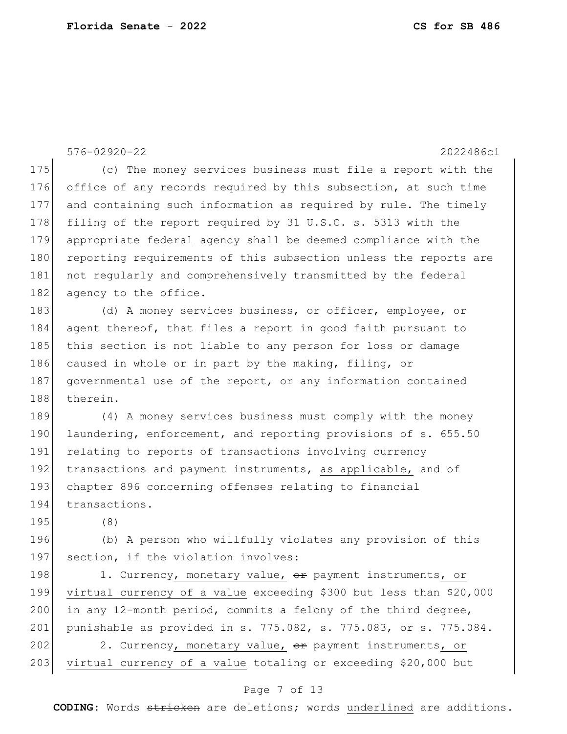576-02920-22 2022486c1

(c) The money services business must file a report with the office of any records required by this subsection, at such time and containing such information as required by rule. The timely filing of the report required by 31 U.S.C. s. 5313 with the appropriate federal agency shall be deemed compliance with the reporting requirements of this subsection unless the reports are not regularly and comprehensively transmitted by the federal agency to the office.

(d) A money services business, or officer, employee, or agent thereof, that files a report in good faith pursuant to this section is not liable to any person for loss or damage caused in whole or in part by the making, filing, or governmental use of the report, or any information contained therein.

(4) A money services business must comply with the money laundering, enforcement, and reporting provisions of s. 655.50 relating to reports of transactions involving currency transactions and payment instruments, <u>as applicable,</u> and of chapter 896 concerning offenses relating to financial transactions.

(8)

(b) A person who willfully violates any provision of this section, if the violation involves:

1. Currency<u>, monetary value,</u> ~~or~~ payment instruments<u>, or virtual currency of a value</u> exceeding $300 but less than $20,000 in any 12-month period, commits a felony of the third degree, punishable as provided in s. 775.082, s. 775.083, or s. 775.084.

2. Currency<u>, monetary value,</u> ~~or~~ payment instruments<u>, or virtual currency of a value</u> totaling or exceeding $20,000 but

**CODING:** Words ~~stricken~~ are deletions; words <u>underlined</u> are additions.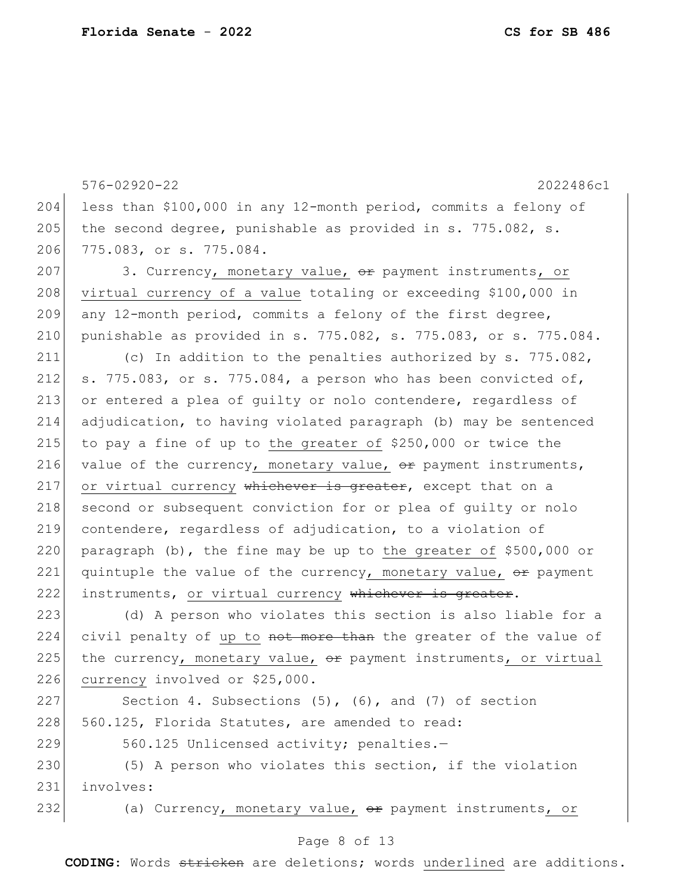576-02920-22 2022486c1

204 less than $100,000 in any 12-month period, commits a felony of
205 the second degree, punishable as provided in s. 775.082, s.
206 775.083, or s. 775.084.

207 3. Currency, monetary value, ~~or~~ payment instruments, or
208 virtual currency of a value totaling or exceeding $100,000 in
209 any 12-month period, commits a felony of the first degree,
210 punishable as provided in s. 775.082, s. 775.083, or s. 775.084.

211 (c) In addition to the penalties authorized by s. 775.082,
212 s. 775.083, or s. 775.084, a person who has been convicted of,
213 or entered a plea of guilty or nolo contendere, regardless of
214 adjudication, to having violated paragraph (b) may be sentenced
215 to pay a fine of up to the greater of $250,000 or twice the
216 value of the currency, monetary value, ~~or~~ payment instruments,
217 or virtual currency ~~whichever is greater~~, except that on a
218 second or subsequent conviction for or plea of guilty or nolo
219 contendere, regardless of adjudication, to a violation of
220 paragraph (b), the fine may be up to the greater of $500,000 or
221 quintuple the value of the currency, monetary value, ~~or~~ payment
222 instruments, or virtual currency ~~whichever is greater~~.

223 (d) A person who violates this section is also liable for a
224 civil penalty of up to ~~not more than~~ the greater of the value of
225 the currency, monetary value, ~~or~~ payment instruments, or virtual
226 currency involved or $25,000.

227 Section 4. Subsections (5), (6), and (7) of section
228 560.125, Florida Statutes, are amended to read:

229 560.125 Unlicensed activity; penalties.—

230 (5) A person who violates this section, if the violation
231 involves:

232 (a) Currency, monetary value, ~~or~~ payment instruments, or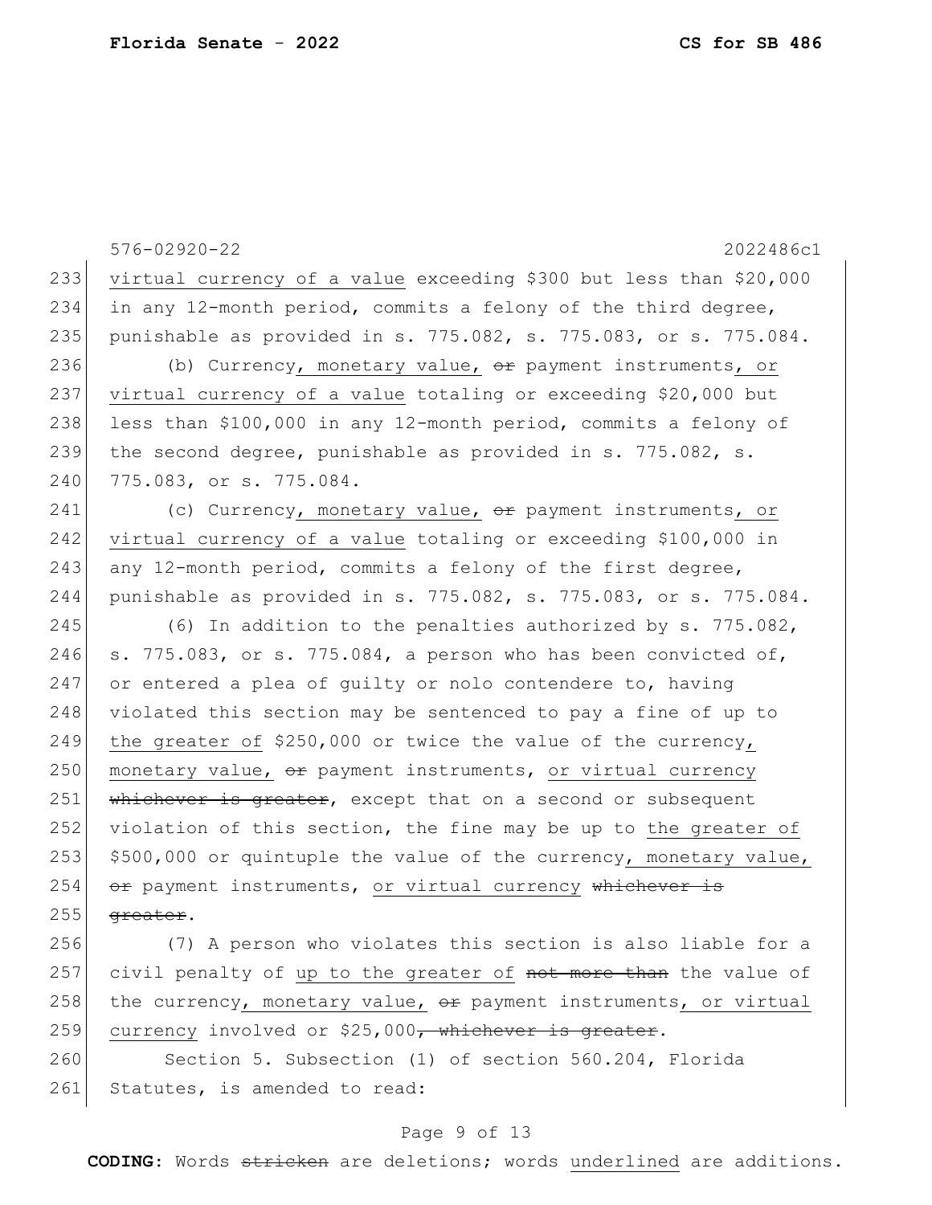virtual currency of a value exceeding $300 but less than $20,000 in any 12-month period, commits a felony of the third degree, punishable as provided in s. 775.082, s. 775.083, or s. 775.084.

(b) Currency, monetary value, ~~or~~ payment instruments, or virtual currency of a value totaling or exceeding $20,000 but less than $100,000 in any 12-month period, commits a felony of the second degree, punishable as provided in s. 775.082, s. 775.083, or s. 775.084.

(c) Currency, monetary value, ~~or~~ payment instruments, or virtual currency of a value totaling or exceeding $100,000 in any 12-month period, commits a felony of the first degree, punishable as provided in s. 775.082, s. 775.083, or s. 775.084.

(6) In addition to the penalties authorized by s. 775.082, s. 775.083, or s. 775.084, a person who has been convicted of, or entered a plea of guilty or nolo contendere to, having violated this section may be sentenced to pay a fine of up to the greater of $250,000 or twice the value of the currency, monetary value, ~~or~~ payment instruments, or virtual currency ~~whichever is greater~~, except that on a second or subsequent violation of this section, the fine may be up to the greater of $500,000 or quintuple the value of the currency, monetary value, ~~or~~ payment instruments, or virtual currency ~~whichever is greater~~.

(7) A person who violates this section is also liable for a civil penalty of up to the greater of ~~not more than~~ the value of the currency, monetary value, ~~or~~ payment instruments, or virtual currency involved or $25,000~~, whichever is greater~~.

Section 5. Subsection (1) of section 560.204, Florida Statutes, is amended to read: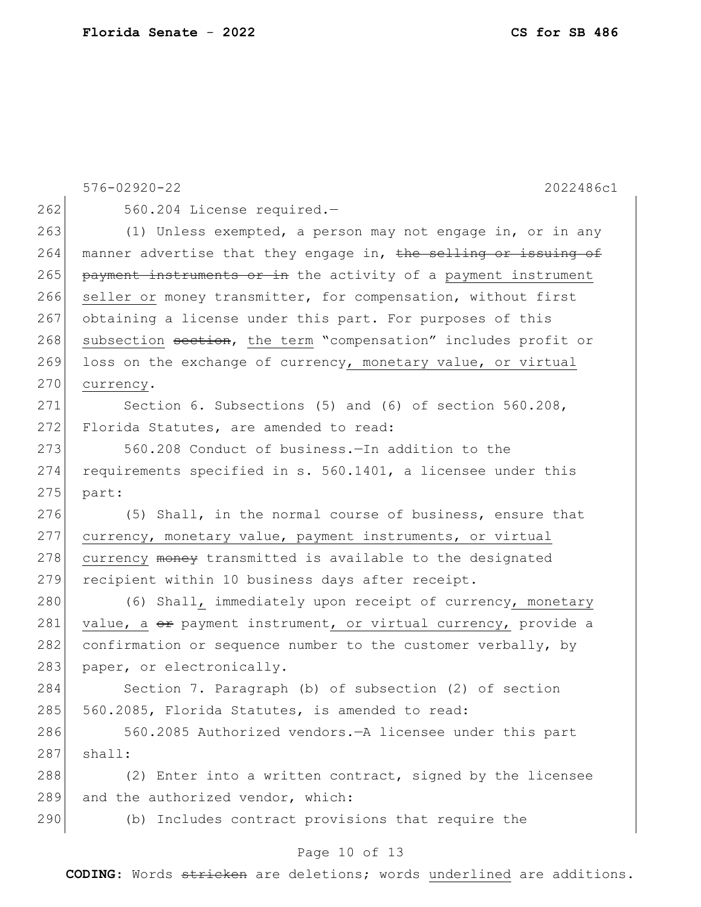576-02920-22 2022486c1

262 560.204 License required.—

263 (1) Unless exempted, a person may not engage in, or in any
264 manner advertise that they engage in, ~~the selling or issuing of~~
265 ~~payment instruments or in~~ the activity of a <u>payment instrument</u>
266 <u>seller or</u> money transmitter, for compensation, without first
267 obtaining a license under this part. For purposes of this
268 <u>subsection</u> ~~section~~, <u>the term</u> "compensation" includes profit or
269 loss on the exchange of currency<u>, monetary value, or virtual</u>
270 <u>currency</u>.

271 Section 6. Subsections (5) and (6) of section 560.208,
272 Florida Statutes, are amended to read:

273 560.208 Conduct of business.—In addition to the
274 requirements specified in s. 560.1401, a licensee under this
275 part:

276 (5) Shall, in the normal course of business, ensure that
277 <u>currency, monetary value, payment instruments, or virtual</u>
278 <u>currency</u> ~~money~~ transmitted is available to the designated
279 recipient within 10 business days after receipt.

280 (6) Shall<u>,</u> immediately upon receipt of currency<u>, monetary</u>
281 <u>value, a</u> ~~or~~ payment instrument<u>, or virtual currency,</u> provide a
282 confirmation or sequence number to the customer verbally, by
283 paper, or electronically.

284 Section 7. Paragraph (b) of subsection (2) of section
285 560.2085, Florida Statutes, is amended to read:

286 560.2085 Authorized vendors.—A licensee under this part
287 shall:

288 (2) Enter into a written contract, signed by the licensee
289 and the authorized vendor, which:

290 (b) Includes contract provisions that require the

**CODING:** Words ~~stricken~~ are deletions; words <u>underlined</u> are additions.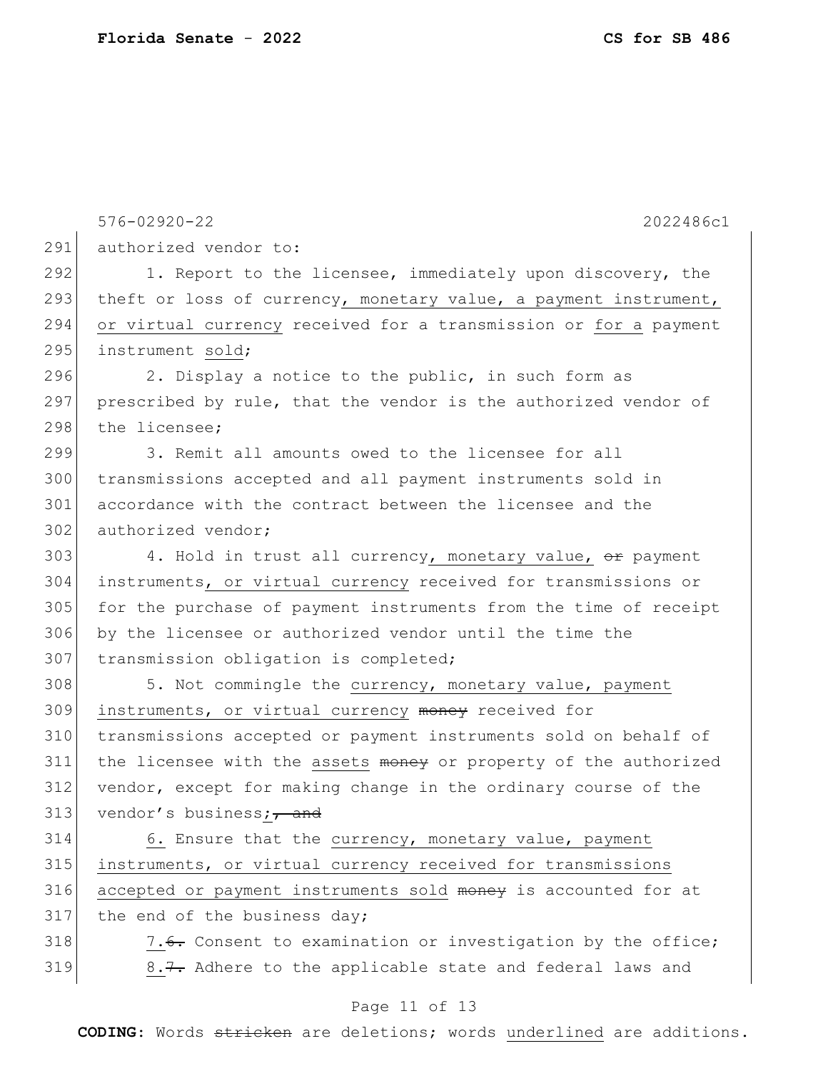authorized vendor to:

1. Report to the licensee, immediately upon discovery, the theft or loss of currency, monetary value, a payment instrument, or virtual currency received for a transmission or for a payment instrument sold;

2. Display a notice to the public, in such form as prescribed by rule, that the vendor is the authorized vendor of the licensee;

3. Remit all amounts owed to the licensee for all transmissions accepted and all payment instruments sold in accordance with the contract between the licensee and the authorized vendor;

4. Hold in trust all currency, monetary value, ~~or~~ payment instruments, or virtual currency received for transmissions or for the purchase of payment instruments from the time of receipt by the licensee or authorized vendor until the time the transmission obligation is completed;

5. Not commingle the currency, monetary value, payment instruments, or virtual currency ~~money~~ received for transmissions accepted or payment instruments sold on behalf of the licensee with the assets ~~money~~ or property of the authorized vendor, except for making change in the ordinary course of the vendor's business; ~~, and~~

6. Ensure that the currency, monetary value, payment instruments, or virtual currency received for transmissions accepted or payment instruments sold ~~money~~ is accounted for at the end of the business day;

7.~~6.~~ Consent to examination or investigation by the office;

8.~~7.~~ Adhere to the applicable state and federal laws and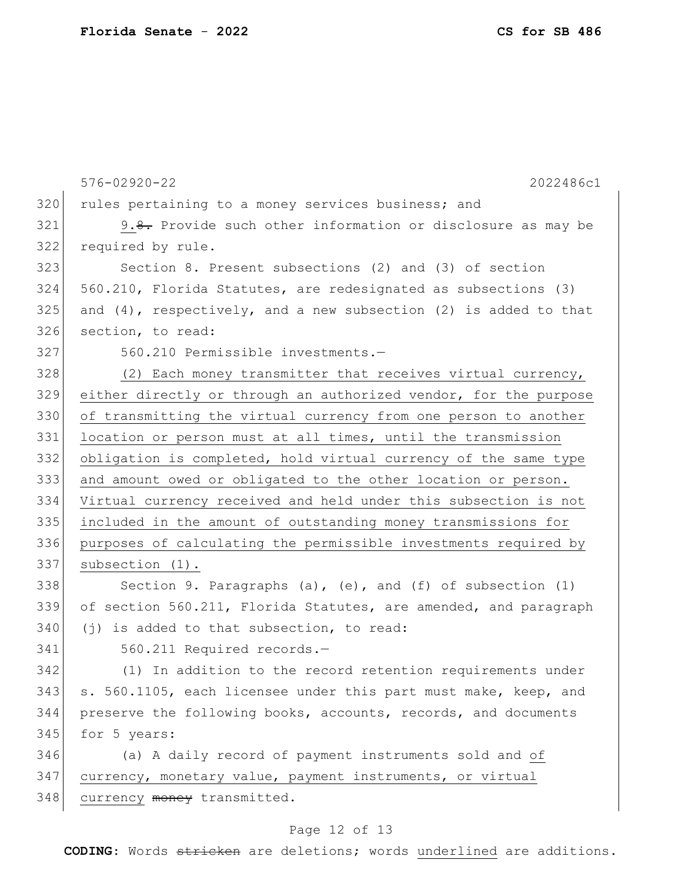576-02920-22 2022486c1

320 rules pertaining to a money services business; and

321 9.~~8.~~ Provide such other information or disclosure as may be

322 required by rule.

323 Section 8. Present subsections (2) and (3) of section

324 560.210, Florida Statutes, are redesignated as subsections (3)

325 and (4), respectively, and a new subsection (2) is added to that

326 section, to read:

327 560.210 Permissible investments.—

328 <u>(2) Each money transmitter that receives virtual currency,</u>

329 <u>either directly or through an authorized vendor, for the purpose</u>

330 <u>of transmitting the virtual currency from one person to another</u>

331 <u>location or person must at all times, until the transmission</u>

332 <u>obligation is completed, hold virtual currency of the same type</u>

333 <u>and amount owed or obligated to the other location or person.</u>

334 <u>Virtual currency received and held under this subsection is not</u>

335 <u>included in the amount of outstanding money transmissions for</u>

336 <u>purposes of calculating the permissible investments required by</u>

337 <u>subsection (1).</u>

338 Section 9. Paragraphs (a), (e), and (f) of subsection (1)

339 of section 560.211, Florida Statutes, are amended, and paragraph

340 (j) is added to that subsection, to read:

341 560.211 Required records.—

342 (1) In addition to the record retention requirements under

343 s. 560.1105, each licensee under this part must make, keep, and

344 preserve the following books, accounts, records, and documents

345 for 5 years:

346 (a) A daily record of payment instruments sold and <u>of</u>

347 <u>currency, monetary value, payment instruments, or virtual</u>

348 <u>currency</u> ~~money~~ transmitted.

**CODING:** Words ~~stricken~~ are deletions; words <u>underlined</u> are additions.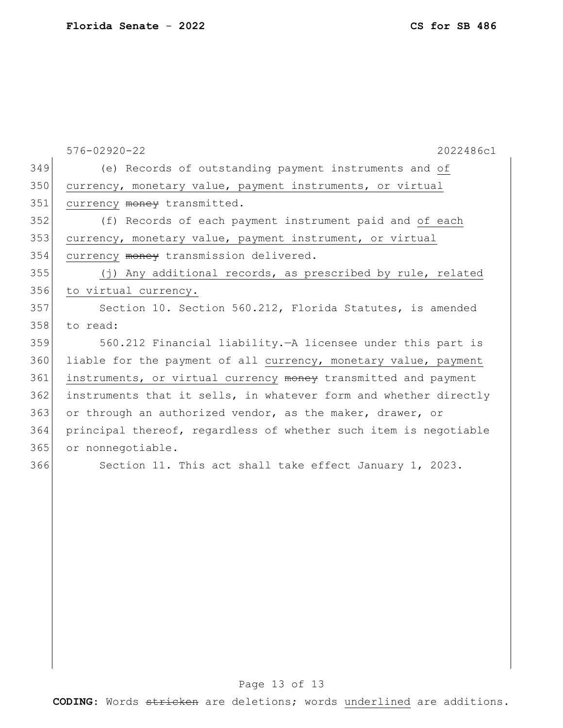(e) Records of outstanding payment instruments and <u>of currency, monetary value, payment instruments, or virtual currency</u> ~~money~~ transmitted.

(f) Records of each payment instrument paid and <u>of each currency, monetary value, payment instrument, or virtual currency</u> ~~money~~ transmission delivered.

<u>(j) Any additional records, as prescribed by rule, related to virtual currency.</u>

Section 10. Section 560.212, Florida Statutes, is amended to read:

560.212 Financial liability.—A licensee under this part is liable for the payment of all <u>currency, monetary value, payment instruments, or virtual currency</u> ~~money~~ transmitted and payment instruments that it sells, in whatever form and whether directly or through an authorized vendor, as the maker, drawer, or principal thereof, regardless of whether such item is negotiable or nonnegotiable.

Section 11. This act shall take effect January 1, 2023.